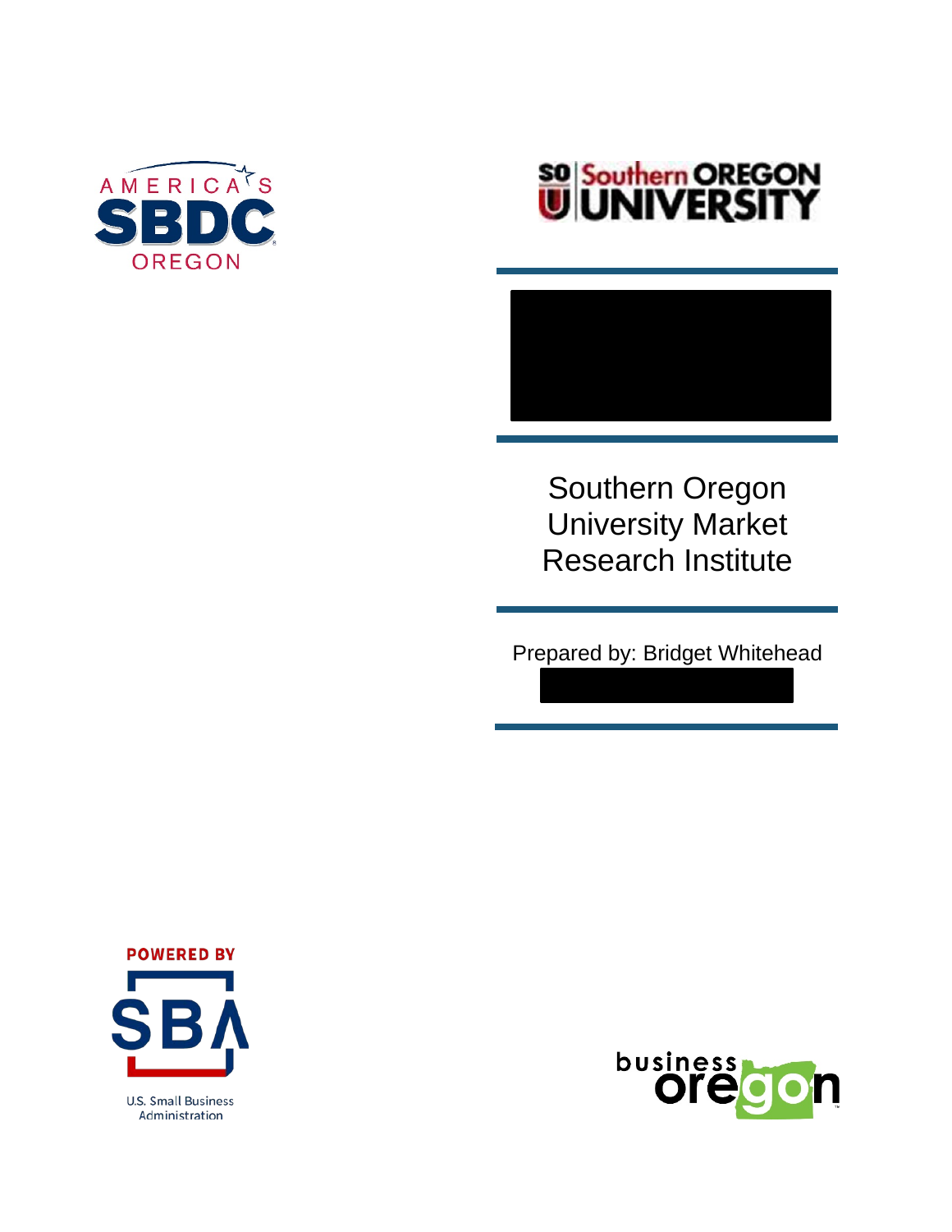Southern Oregon University Market Research Institute

Prepared by: Bridget Whitehead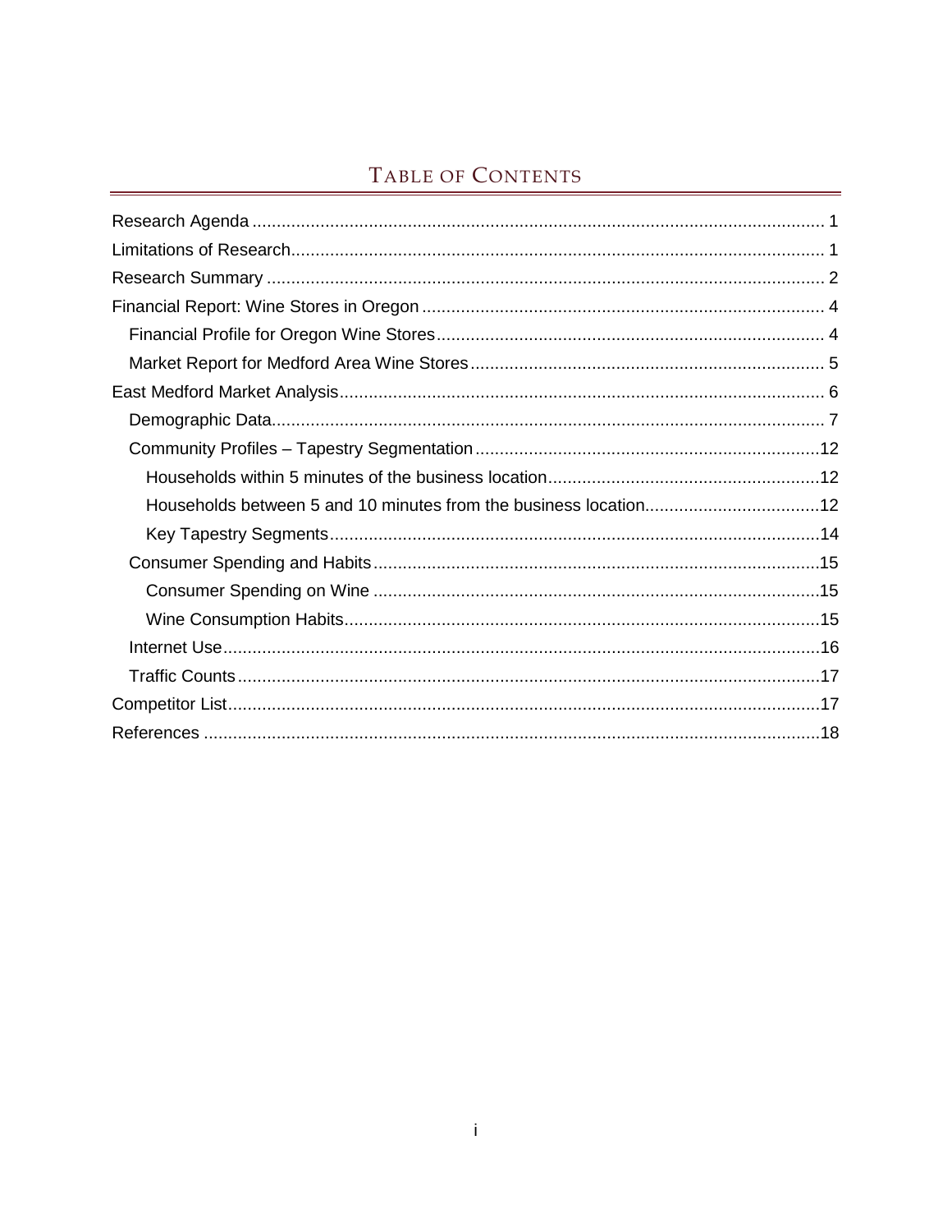# Table of Contents

- Research Agenda ..... 1
- Limitations of Research ..... 1
- Research Summary ..... 2
- Financial Report: Wine Stores in Oregon ..... 4
  - Financial Profile for Oregon Wine Stores ..... 4
  - Market Report for Medford Area Wine Stores ..... 5
- East Medford Market Analysis ..... 6
  - Demographic Data ..... 7
  - Community Profiles – Tapestry Segmentation ..... 12
    - Households within 5 minutes of the business location ..... 12
    - Households between 5 and 10 minutes from the business location ..... 12
    - Key Tapestry Segments ..... 14
  - Consumer Spending and Habits ..... 15
    - Consumer Spending on Wine ..... 15
    - Wine Consumption Habits ..... 15
  - Internet Use ..... 16
  - Traffic Counts ..... 17
- Competitor List ..... 17
- References ..... 18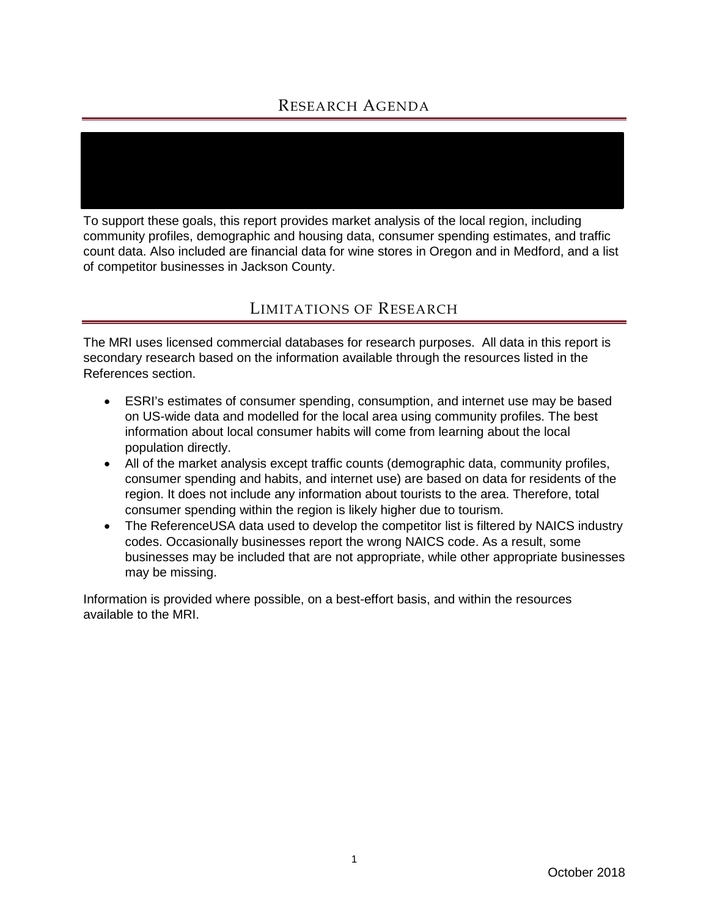## Research Agenda

To support these goals, this report provides market analysis of the local region, including community profiles, demographic and housing data, consumer spending estimates, and traffic count data. Also included are financial data for wine stores in Oregon and in Medford, and a list of competitor businesses in Jackson County.

## Limitations of Research

The MRI uses licensed commercial databases for research purposes. All data in this report is secondary research based on the information available through the resources listed in the References section.

- ESRI's estimates of consumer spending, consumption, and internet use may be based on US-wide data and modelled for the local area using community profiles. The best information about local consumer habits will come from learning about the local population directly.
- All of the market analysis except traffic counts (demographic data, community profiles, consumer spending and habits, and internet use) are based on data for residents of the region. It does not include any information about tourists to the area. Therefore, total consumer spending within the region is likely higher due to tourism.
- The ReferenceUSA data used to develop the competitor list is filtered by NAICS industry codes. Occasionally businesses report the wrong NAICS code. As a result, some businesses may be included that are not appropriate, while other appropriate businesses may be missing.

Information is provided where possible, on a best-effort basis, and within the resources available to the MRI.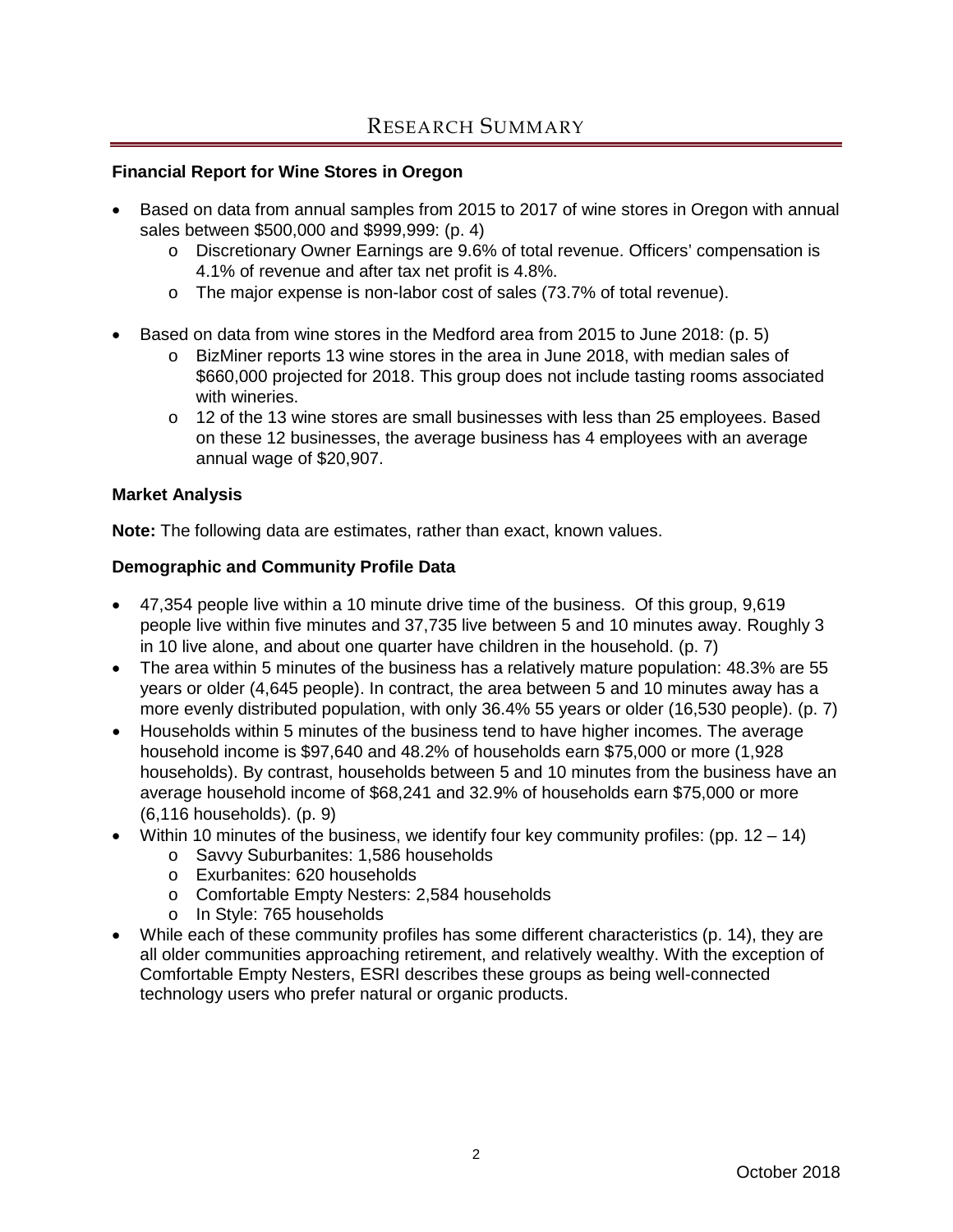# Research Summary

**Financial Report for Wine Stores in Oregon**

- Based on data from annual samples from 2015 to 2017 of wine stores in Oregon with annual sales between $500,000 and $999,999: (p. 4)
  - Discretionary Owner Earnings are 9.6% of total revenue. Officers' compensation is 4.1% of revenue and after tax net profit is 4.8%.
  - The major expense is non-labor cost of sales (73.7% of total revenue).

- Based on data from wine stores in the Medford area from 2015 to June 2018: (p. 5)
  - BizMiner reports 13 wine stores in the area in June 2018, with median sales of $660,000 projected for 2018. This group does not include tasting rooms associated with wineries.
  - 12 of the 13 wine stores are small businesses with less than 25 employees. Based on these 12 businesses, the average business has 4 employees with an average annual wage of $20,907.

**Market Analysis**

**Note:** The following data are estimates, rather than exact, known values.

**Demographic and Community Profile Data**

- 47,354 people live within a 10 minute drive time of the business. Of this group, 9,619 people live within five minutes and 37,735 live between 5 and 10 minutes away. Roughly 3 in 10 live alone, and about one quarter have children in the household. (p. 7)
- The area within 5 minutes of the business has a relatively mature population: 48.3% are 55 years or older (4,645 people). In contract, the area between 5 and 10 minutes away has a more evenly distributed population, with only 36.4% 55 years or older (16,530 people). (p. 7)
- Households within 5 minutes of the business tend to have higher incomes. The average household income is $97,640 and 48.2% of households earn $75,000 or more (1,928 households). By contrast, households between 5 and 10 minutes from the business have an average household income of $68,241 and 32.9% of households earn $75,000 or more (6,116 households). (p. 9)
- Within 10 minutes of the business, we identify four key community profiles: (pp. 12 – 14)
  - Savvy Suburbanites: 1,586 households
  - Exurbanites: 620 households
  - Comfortable Empty Nesters: 2,584 households
  - In Style: 765 households
- While each of these community profiles has some different characteristics (p. 14), they are all older communities approaching retirement, and relatively wealthy. With the exception of Comfortable Empty Nesters, ESRI describes these groups as being well-connected technology users who prefer natural or organic products.

October 2018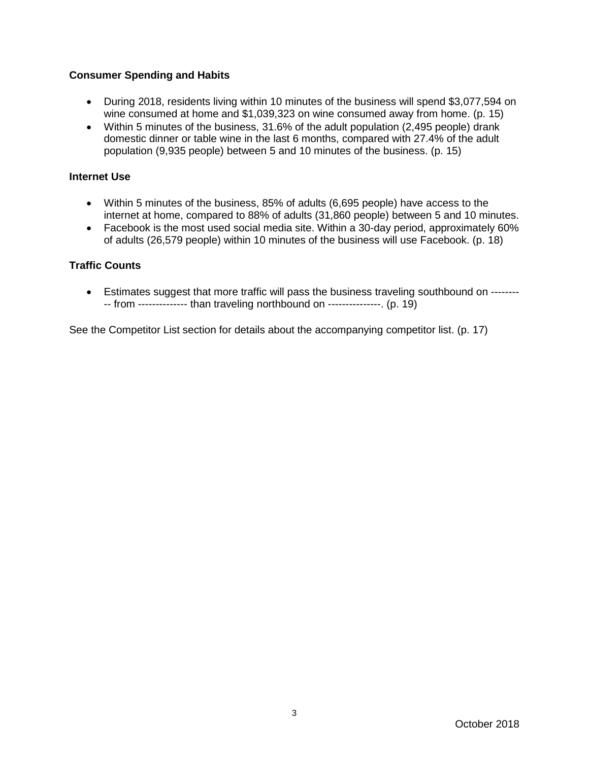**Consumer Spending and Habits**

- During 2018, residents living within 10 minutes of the business will spend $3,077,594 on wine consumed at home and $1,039,323 on wine consumed away from home. (p. 15)
- Within 5 minutes of the business, 31.6% of the adult population (2,495 people) drank domestic dinner or table wine in the last 6 months, compared with 27.4% of the adult population (9,935 people) between 5 and 10 minutes of the business. (p. 15)

**Internet Use**

- Within 5 minutes of the business, 85% of adults (6,695 people) have access to the internet at home, compared to 88% of adults (31,860 people) between 5 and 10 minutes.
- Facebook is the most used social media site. Within a 30-day period, approximately 60% of adults (26,579 people) within 10 minutes of the business will use Facebook. (p. 18)

**Traffic Counts**

- Estimates suggest that more traffic will pass the business traveling southbound on ---------- from -------------- than traveling northbound on ---------------. (p. 19)

See the Competitor List section for details about the accompanying competitor list. (p. 17)

October 2018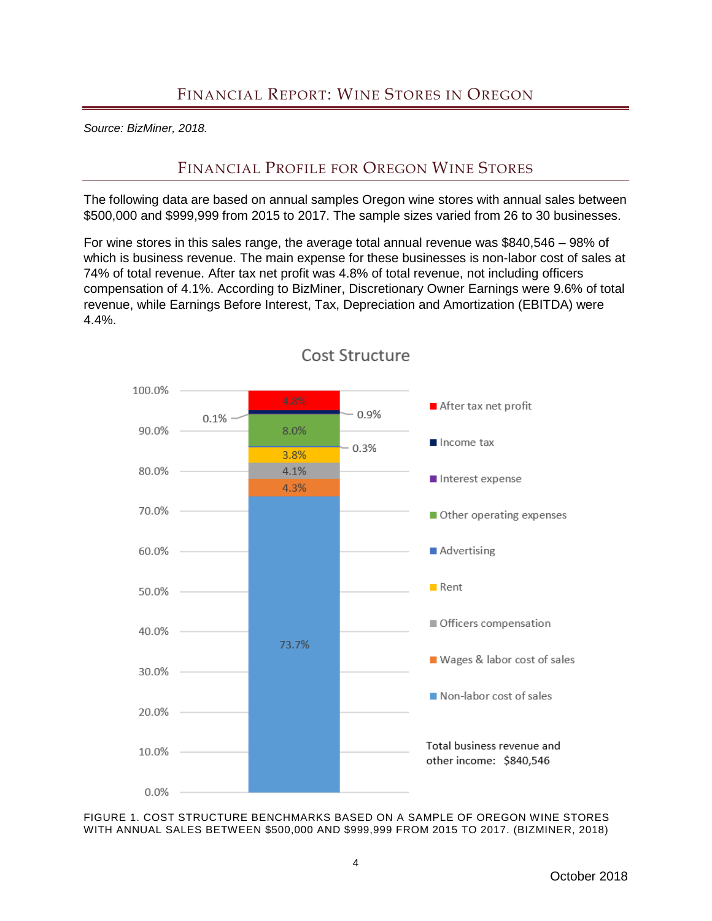# Financial Report: Wine Stores in Oregon

*Source: BizMiner, 2018.*

## Financial Profile for Oregon Wine Stores

The following data are based on annual samples Oregon wine stores with annual sales between $500,000 and $999,999 from 2015 to 2017. The sample sizes varied from 26 to 30 businesses.

For wine stores in this sales range, the average total annual revenue was $840,546 – 98% of which is business revenue. The main expense for these businesses is non-labor cost of sales at 74% of total revenue. After tax net profit was 4.8% of total revenue, not including officers compensation of 4.1%. According to BizMiner, Discretionary Owner Earnings were 9.6% of total revenue, while Earnings Before Interest, Tax, Depreciation and Amortization (EBITDA) were 4.4%.

**Cost Structure**

| Category | Share of total revenue |
|---|---|
| After tax net profit | 4.8% |
| Income tax | 0.9% |
| Interest expense | 0.1% |
| Other operating expenses | 8.0% |
| Advertising | 0.3% |
| Rent | 3.8% |
| Officers compensation | 4.1% |
| Wages & labor cost of sales | 4.3% |
| Non-labor cost of sales | 73.7% |

Total business revenue and other income: $840,546

FIGURE 1. COST STRUCTURE BENCHMARKS BASED ON A SAMPLE OF OREGON WINE STORES WITH ANNUAL SALES BETWEEN $500,000 AND $999,999 FROM 2015 TO 2017. (BIZMINER, 2018)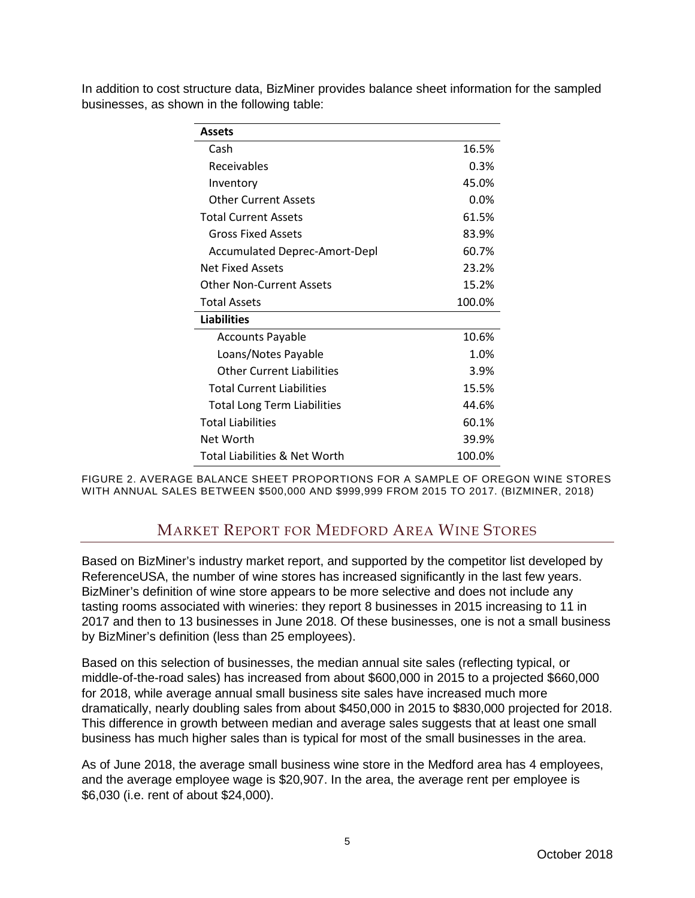In addition to cost structure data, BizMiner provides balance sheet information for the sampled businesses, as shown in the following table:

| **Assets** | |
|---|---|
| Cash | 16.5% |
| Receivables | 0.3% |
| Inventory | 45.0% |
| Other Current Assets | 0.0% |
| Total Current Assets | 61.5% |
| Gross Fixed Assets | 83.9% |
| Accumulated Deprec-Amort-Depl | 60.7% |
| Net Fixed Assets | 23.2% |
| Other Non-Current Assets | 15.2% |
| Total Assets | 100.0% |
| **Liabilities** | |
| Accounts Payable | 10.6% |
| Loans/Notes Payable | 1.0% |
| Other Current Liabilities | 3.9% |
| Total Current Liabilities | 15.5% |
| Total Long Term Liabilities | 44.6% |
| Total Liabilities | 60.1% |
| Net Worth | 39.9% |
| Total Liabilities & Net Worth | 100.0% |

FIGURE 2. AVERAGE BALANCE SHEET PROPORTIONS FOR A SAMPLE OF OREGON WINE STORES WITH ANNUAL SALES BETWEEN $500,000 AND $999,999 FROM 2015 TO 2017. (BIZMINER, 2018)

## Market Report for Medford Area Wine Stores

Based on BizMiner's industry market report, and supported by the competitor list developed by ReferenceUSA, the number of wine stores has increased significantly in the last few years. BizMiner's definition of wine store appears to be more selective and does not include any tasting rooms associated with wineries: they report 8 businesses in 2015 increasing to 11 in 2017 and then to 13 businesses in June 2018. Of these businesses, one is not a small business by BizMiner's definition (less than 25 employees).

Based on this selection of businesses, the median annual site sales (reflecting typical, or middle-of-the-road sales) has increased from about $600,000 in 2015 to a projected $660,000 for 2018, while average annual small business site sales have increased much more dramatically, nearly doubling sales from about $450,000 in 2015 to $830,000 projected for 2018. This difference in growth between median and average sales suggests that at least one small business has much higher sales than is typical for most of the small businesses in the area.

As of June 2018, the average small business wine store in the Medford area has 4 employees, and the average employee wage is $20,907. In the area, the average rent per employee is $6,030 (i.e. rent of about $24,000).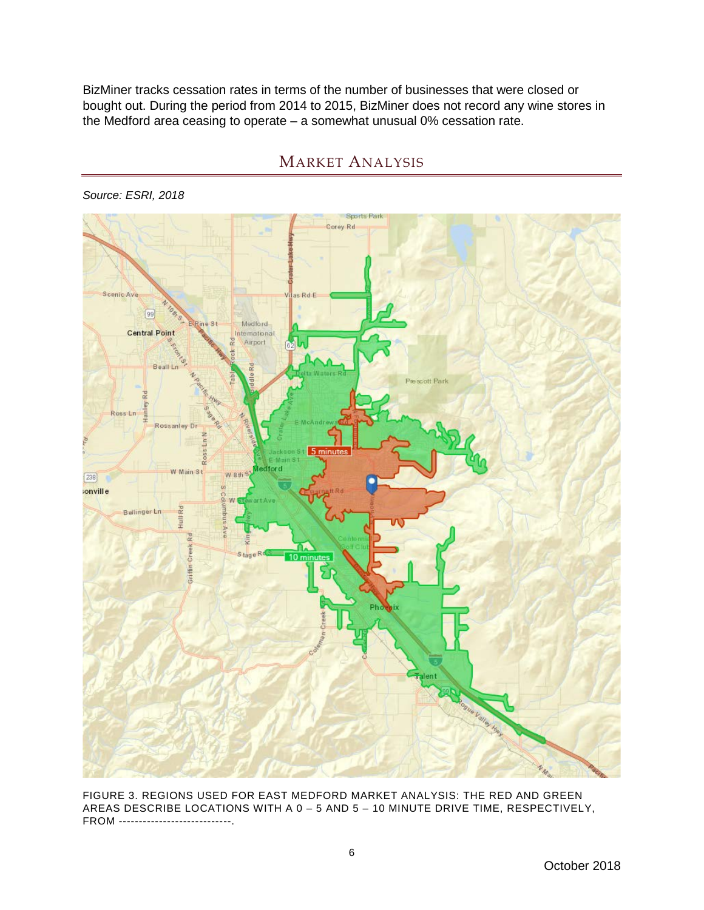BizMiner tracks cessation rates in terms of the number of businesses that were closed or bought out. During the period from 2014 to 2015, BizMiner does not record any wine stores in the Medford area ceasing to operate – a somewhat unusual 0% cessation rate.

## MARKET ANALYSIS

*Source: ESRI, 2018*

FIGURE 3. REGIONS USED FOR EAST MEDFORD MARKET ANALYSIS: THE RED AND GREEN AREAS DESCRIBE LOCATIONS WITH A 0 – 5 AND 5 – 10 MINUTE DRIVE TIME, RESPECTIVELY, FROM ----------------------------.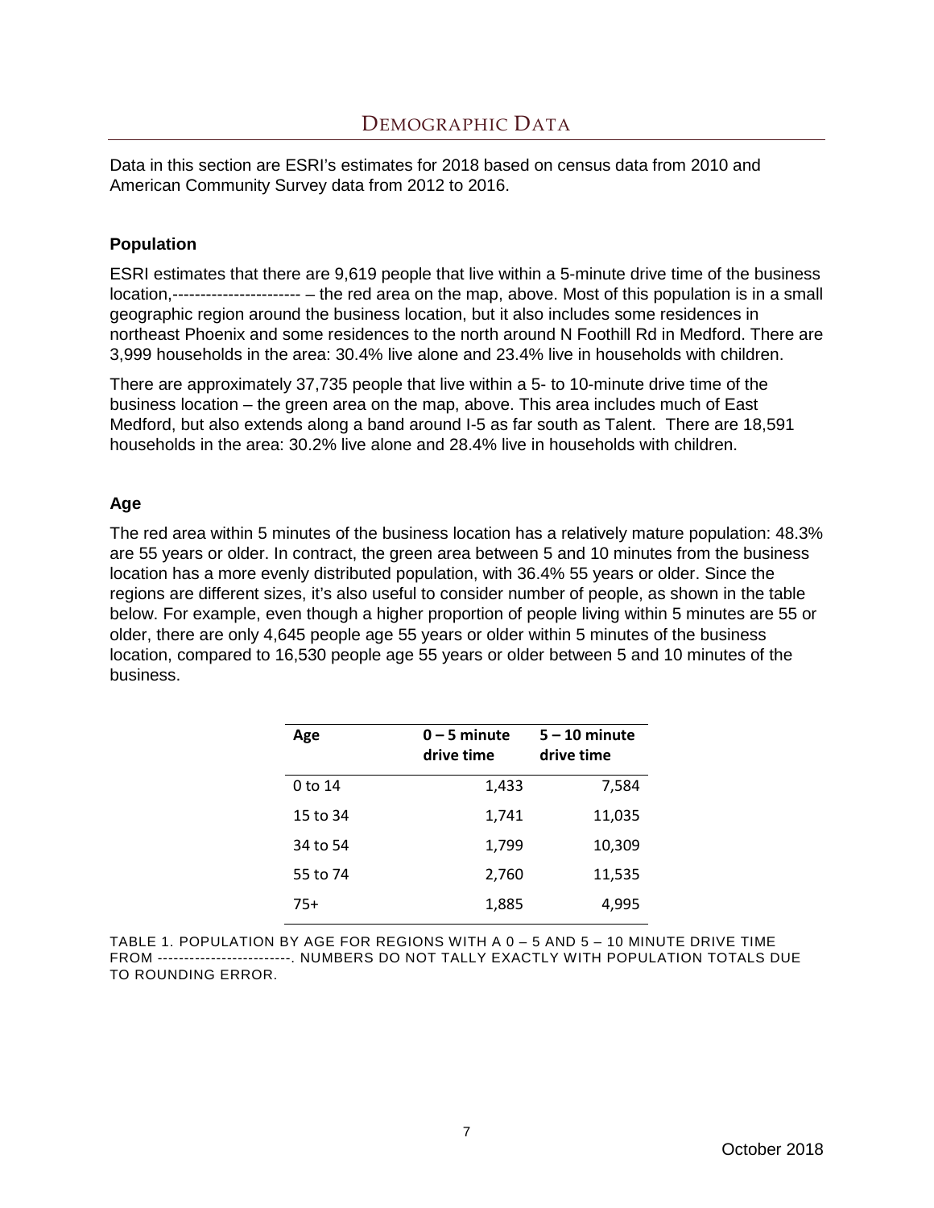# Demographic Data

Data in this section are ESRI's estimates for 2018 based on census data from 2010 and American Community Survey data from 2012 to 2016.

### Population

ESRI estimates that there are 9,619 people that live within a 5-minute drive time of the business location,----------------------- – the red area on the map, above. Most of this population is in a small geographic region around the business location, but it also includes some residences in northeast Phoenix and some residences to the north around N Foothill Rd in Medford. There are 3,999 households in the area: 30.4% live alone and 23.4% live in households with children.

There are approximately 37,735 people that live within a 5- to 10-minute drive time of the business location – the green area on the map, above. This area includes much of East Medford, but also extends along a band around I-5 as far south as Talent. There are 18,591 households in the area: 30.2% live alone and 28.4% live in households with children.

### Age

The red area within 5 minutes of the business location has a relatively mature population: 48.3% are 55 years or older. In contract, the green area between 5 and 10 minutes from the business location has a more evenly distributed population, with 36.4% 55 years or older. Since the regions are different sizes, it's also useful to consider number of people, as shown in the table below. For example, even though a higher proportion of people living within 5 minutes are 55 or older, there are only 4,645 people age 55 years or older within 5 minutes of the business location, compared to 16,530 people age 55 years or older between 5 and 10 minutes of the business.

| Age | 0 – 5 minute drive time | 5 – 10 minute drive time |
|---|---:|---:|
| 0 to 14 | 1,433 | 7,584 |
| 15 to 34 | 1,741 | 11,035 |
| 34 to 54 | 1,799 | 10,309 |
| 55 to 74 | 2,760 | 11,535 |
| 75+ | 1,885 | 4,995 |

TABLE 1. POPULATION BY AGE FOR REGIONS WITH A 0 – 5 AND 5 – 10 MINUTE DRIVE TIME FROM -------------------------. NUMBERS DO NOT TALLY EXACTLY WITH POPULATION TOTALS DUE TO ROUNDING ERROR.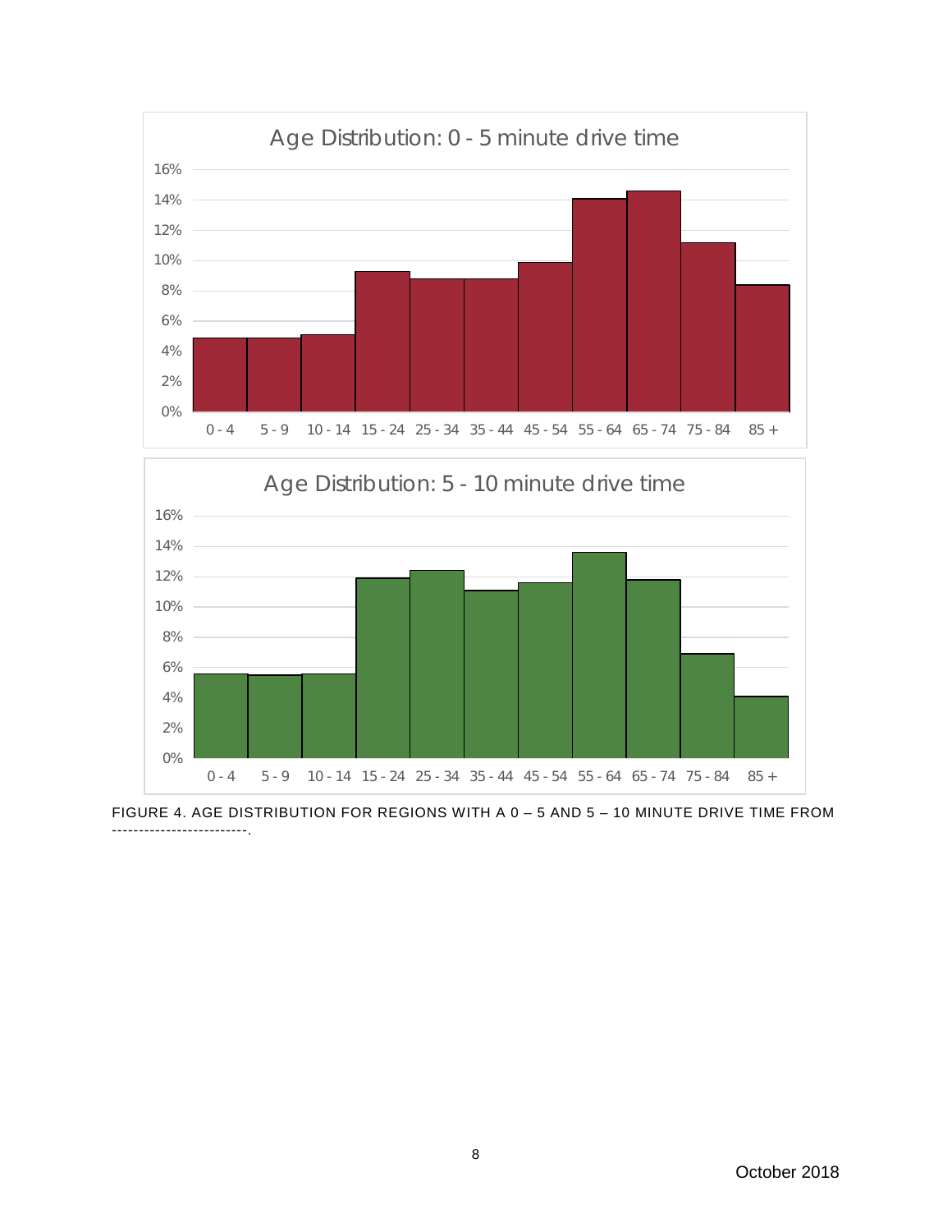FIGURE 4. AGE DISTRIBUTION FOR REGIONS WITH A 0 – 5 AND 5 – 10 MINUTE DRIVE TIME FROM ------------------------.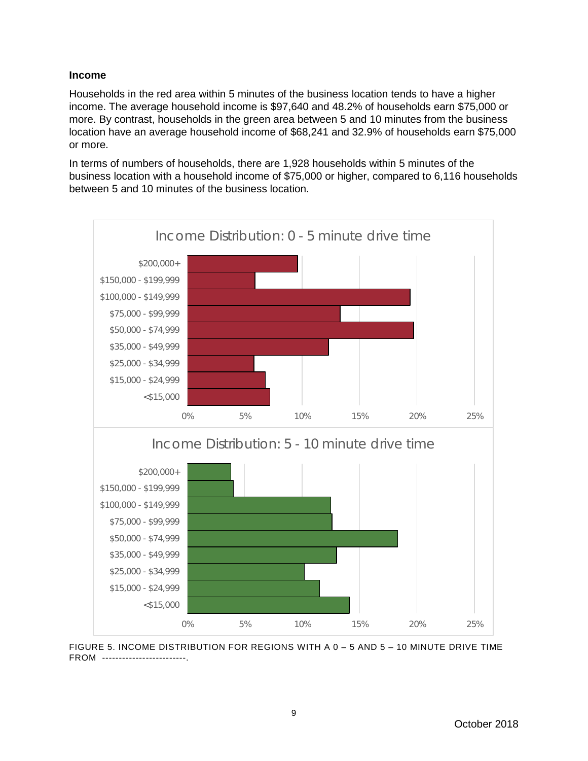### Income

Households in the red area within 5 minutes of the business location tends to have a higher income. The average household income is $97,640 and 48.2% of households earn $75,000 or more. By contrast, households in the green area between 5 and 10 minutes from the business location have an average household income of $68,241 and 32.9% of households earn $75,000 or more.

In terms of numbers of households, there are 1,928 households within 5 minutes of the business location with a household income of $75,000 or higher, compared to 6,116 households between 5 and 10 minutes of the business location.

FIGURE 5. INCOME DISTRIBUTION FOR REGIONS WITH A 0 – 5 AND 5 – 10 MINUTE DRIVE TIME FROM -------------------------.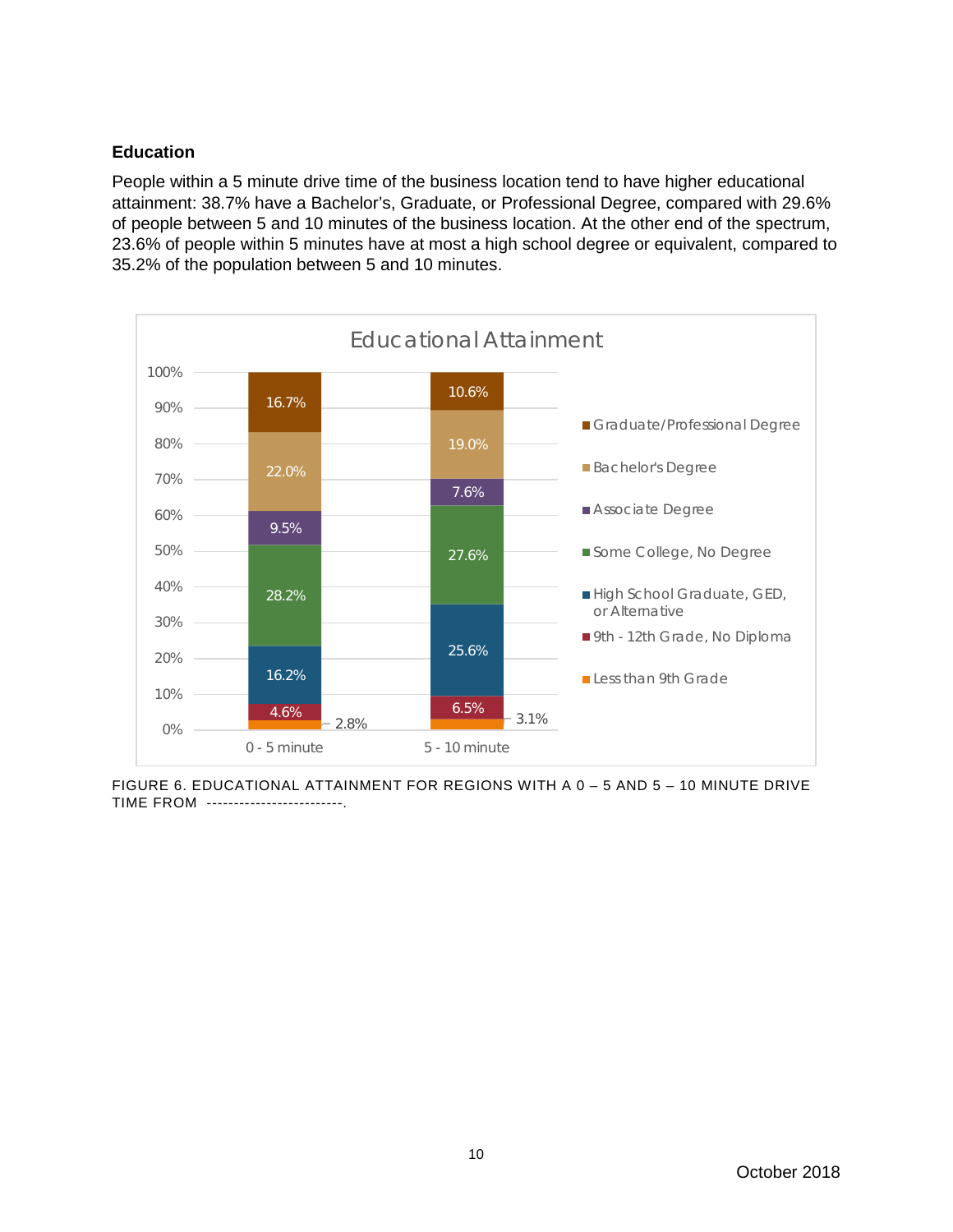### Education

People within a 5 minute drive time of the business location tend to have higher educational attainment: 38.7% have a Bachelor's, Graduate, or Professional Degree, compared with 29.6% of people between 5 and 10 minutes of the business location. At the other end of the spectrum, 23.6% of people within 5 minutes have at most a high school degree or equivalent, compared to 35.2% of the population between 5 and 10 minutes.

**Educational Attainment**

| | 0 - 5 minute | 5 - 10 minute |
|---|---|---|
| Graduate/Professional Degree | 16.7% | 10.6% |
| Bachelor's Degree | 22.0% | 19.0% |
| Associate Degree | 9.5% | 7.6% |
| Some College, No Degree | 28.2% | 27.6% |
| High School Graduate, GED, or Alternative | 16.2% | 25.6% |
| 9th - 12th Grade, No Diploma | 4.6% | 6.5% |
| Less than 9th Grade | 2.8% | 3.1% |

FIGURE 6. EDUCATIONAL ATTAINMENT FOR REGIONS WITH A 0 – 5 AND 5 – 10 MINUTE DRIVE TIME FROM -------------------------.

October 2018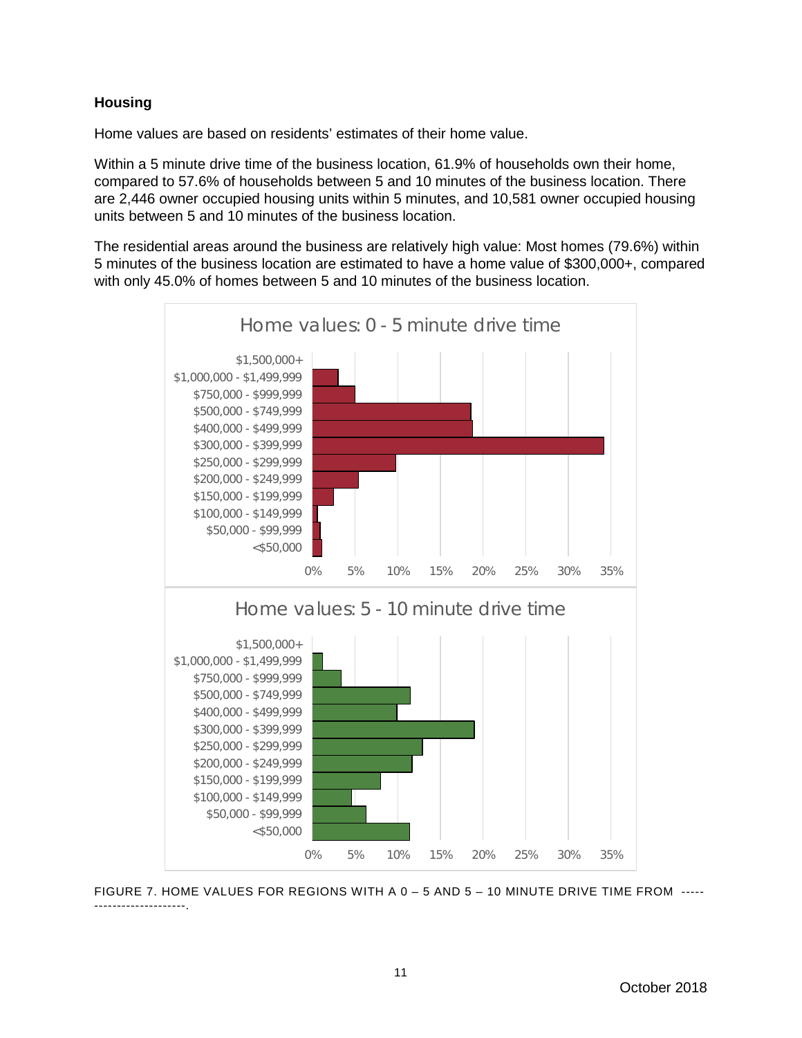### Housing

Home values are based on residents' estimates of their home value.

Within a 5 minute drive time of the business location, 61.9% of households own their home, compared to 57.6% of households between 5 and 10 minutes of the business location. There are 2,446 owner occupied housing units within 5 minutes, and 10,581 owner occupied housing units between 5 and 10 minutes of the business location.

The residential areas around the business are relatively high value: Most homes (79.6%) within 5 minutes of the business location are estimated to have a home value of $300,000+, compared with only 45.0% of homes between 5 and 10 minutes of the business location.

FIGURE 7. HOME VALUES FOR REGIONS WITH A 0 – 5 AND 5 – 10 MINUTE DRIVE TIME FROM -------------------------.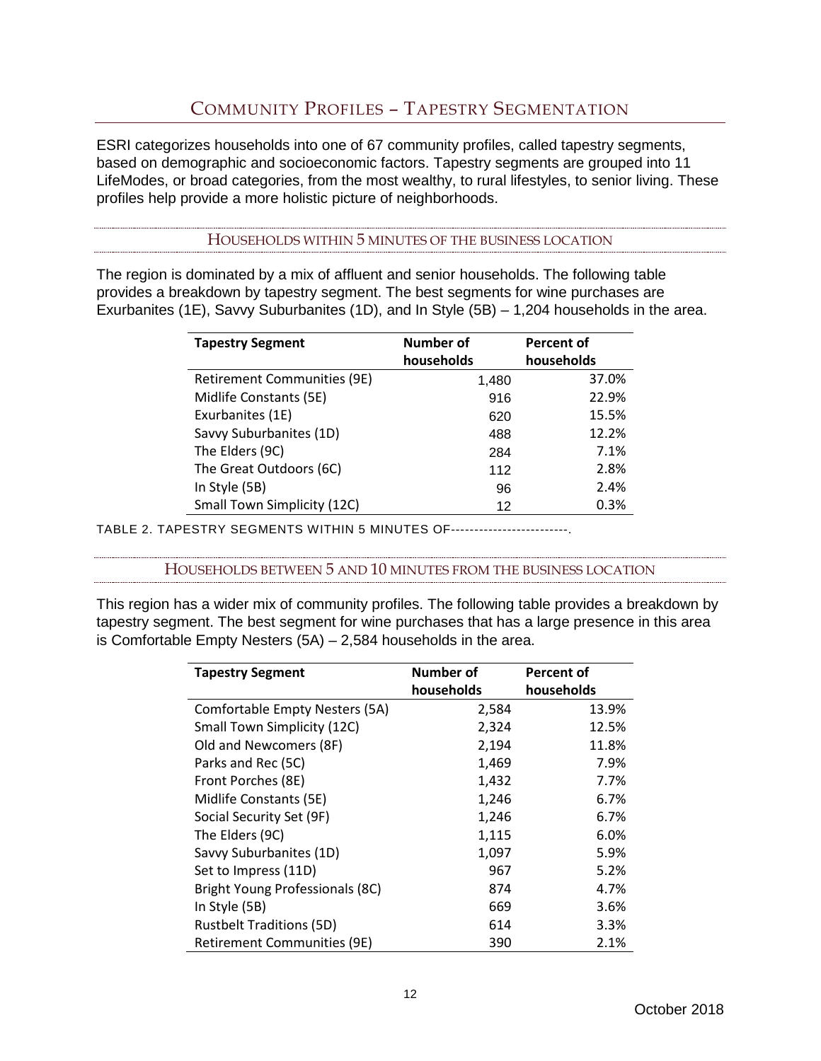# Community Profiles – Tapestry Segmentation

ESRI categorizes households into one of 67 community profiles, called tapestry segments, based on demographic and socioeconomic factors. Tapestry segments are grouped into 11 LifeModes, or broad categories, from the most wealthy, to rural lifestyles, to senior living. These profiles help provide a more holistic picture of neighborhoods.

## Households within 5 minutes of the business location

The region is dominated by a mix of affluent and senior households. The following table provides a breakdown by tapestry segment. The best segments for wine purchases are Exurbanites (1E), Savvy Suburbanites (1D), and In Style (5B) – 1,204 households in the area.

| Tapestry Segment | Number of households | Percent of households |
|---|---|---|
| Retirement Communities (9E) | 1,480 | 37.0% |
| Midlife Constants (5E) | 916 | 22.9% |
| Exurbanites (1E) | 620 | 15.5% |
| Savvy Suburbanites (1D) | 488 | 12.2% |
| The Elders (9C) | 284 | 7.1% |
| The Great Outdoors (6C) | 112 | 2.8% |
| In Style (5B) | 96 | 2.4% |
| Small Town Simplicity (12C) | 12 | 0.3% |

TABLE 2. TAPESTRY SEGMENTS WITHIN 5 MINUTES OF-------------------------.

## Households between 5 and 10 minutes from the business location

This region has a wider mix of community profiles. The following table provides a breakdown by tapestry segment. The best segment for wine purchases that has a large presence in this area is Comfortable Empty Nesters (5A) – 2,584 households in the area.

| Tapestry Segment | Number of households | Percent of households |
|---|---|---|
| Comfortable Empty Nesters (5A) | 2,584 | 13.9% |
| Small Town Simplicity (12C) | 2,324 | 12.5% |
| Old and Newcomers (8F) | 2,194 | 11.8% |
| Parks and Rec (5C) | 1,469 | 7.9% |
| Front Porches (8E) | 1,432 | 7.7% |
| Midlife Constants (5E) | 1,246 | 6.7% |
| Social Security Set (9F) | 1,246 | 6.7% |
| The Elders (9C) | 1,115 | 6.0% |
| Savvy Suburbanites (1D) | 1,097 | 5.9% |
| Set to Impress (11D) | 967 | 5.2% |
| Bright Young Professionals (8C) | 874 | 4.7% |
| In Style (5B) | 669 | 3.6% |
| Rustbelt Traditions (5D) | 614 | 3.3% |
| Retirement Communities (9E) | 390 | 2.1% |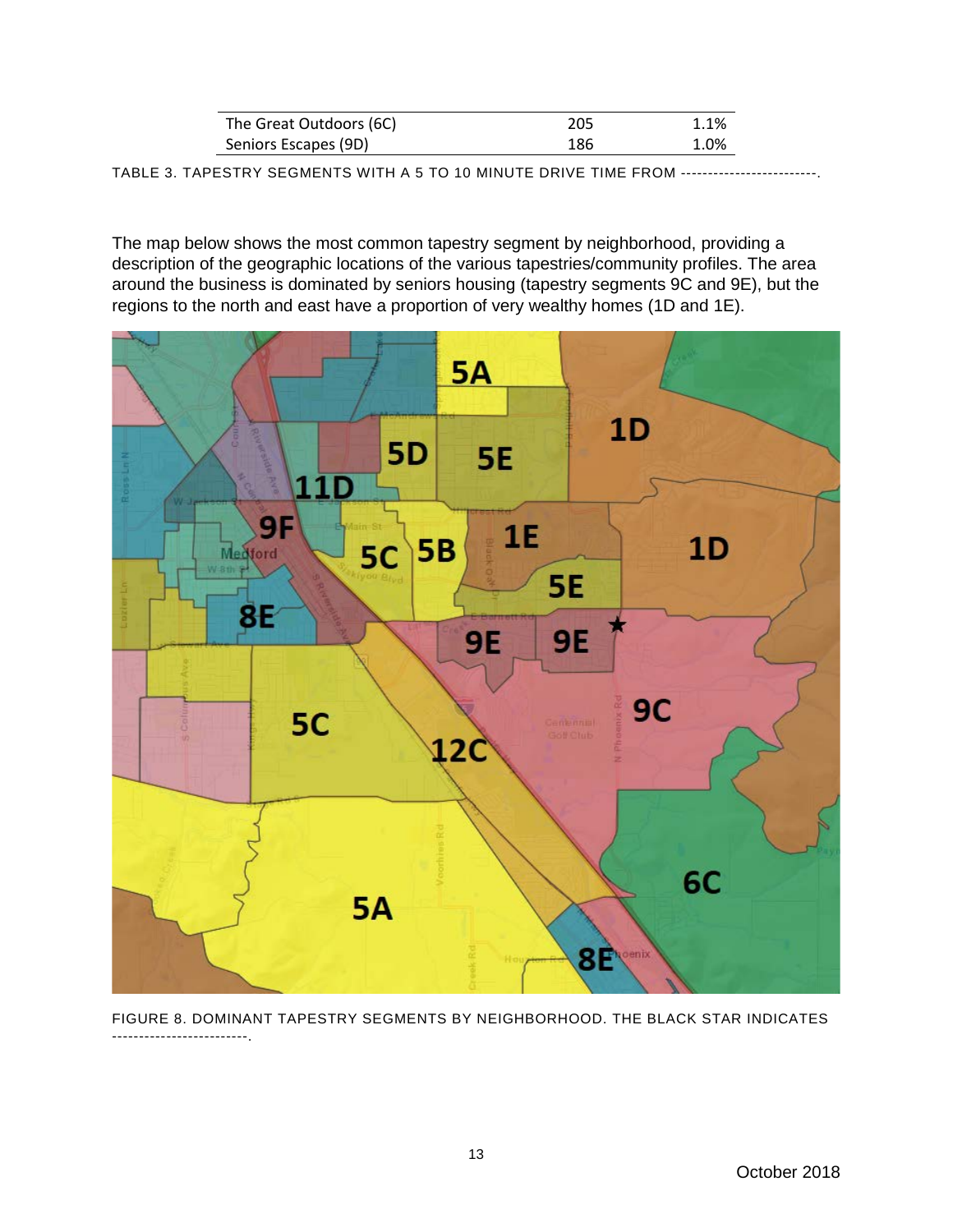| The Great Outdoors (6C) | 205 | 1.1% |
|---|---|---|
| Seniors Escapes (9D) | 186 | 1.0% |

TABLE 3. TAPESTRY SEGMENTS WITH A 5 TO 10 MINUTE DRIVE TIME FROM -------------------------.

The map below shows the most common tapestry segment by neighborhood, providing a description of the geographic locations of the various tapestries/community profiles. The area around the business is dominated by seniors housing (tapestry segments 9C and 9E), but the regions to the north and east have a proportion of very wealthy homes (1D and 1E).

FIGURE 8. DOMINANT TAPESTRY SEGMENTS BY NEIGHBORHOOD. THE BLACK STAR INDICATES -------------------------.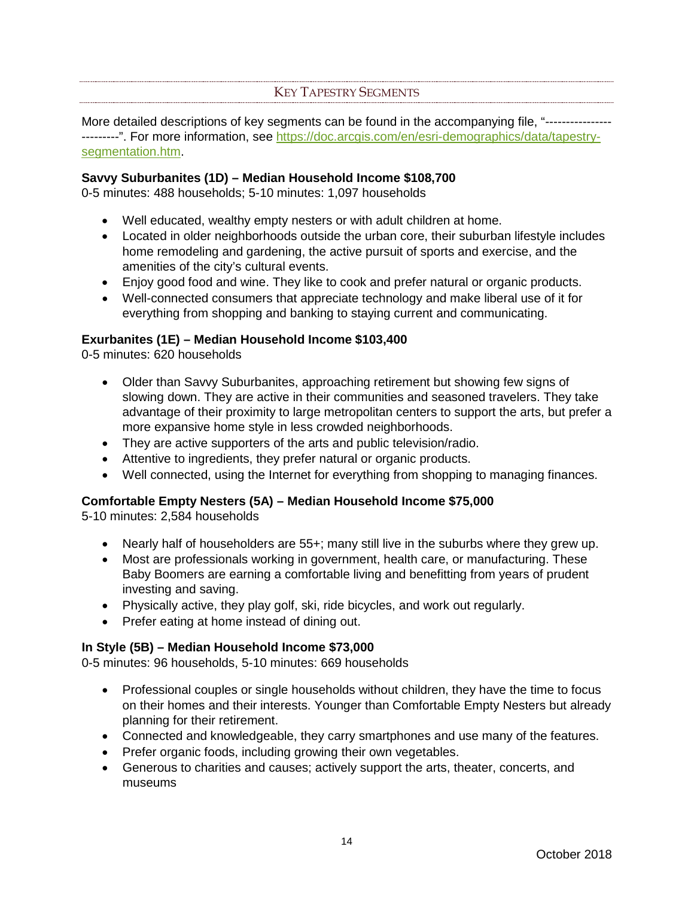## Key Tapestry Segments

More detailed descriptions of key segments can be found in the accompanying file, "-------------------------". For more information, see [https://doc.arcgis.com/en/esri-demographics/data/tapestry-segmentation.htm](https://doc.arcgis.com/en/esri-demographics/data/tapestry-segmentation.htm).

**Savvy Suburbanites (1D) – Median Household Income $108,700**

0-5 minutes: 488 households; 5-10 minutes: 1,097 households

- Well educated, wealthy empty nesters or with adult children at home.
- Located in older neighborhoods outside the urban core, their suburban lifestyle includes home remodeling and gardening, the active pursuit of sports and exercise, and the amenities of the city's cultural events.
- Enjoy good food and wine. They like to cook and prefer natural or organic products.
- Well-connected consumers that appreciate technology and make liberal use of it for everything from shopping and banking to staying current and communicating.

**Exurbanites (1E) – Median Household Income $103,400**

0-5 minutes: 620 households

- Older than Savvy Suburbanites, approaching retirement but showing few signs of slowing down. They are active in their communities and seasoned travelers. They take advantage of their proximity to large metropolitan centers to support the arts, but prefer a more expansive home style in less crowded neighborhoods.
- They are active supporters of the arts and public television/radio.
- Attentive to ingredients, they prefer natural or organic products.
- Well connected, using the Internet for everything from shopping to managing finances.

**Comfortable Empty Nesters (5A) – Median Household Income $75,000**

5-10 minutes: 2,584 households

- Nearly half of householders are 55+; many still live in the suburbs where they grew up.
- Most are professionals working in government, health care, or manufacturing. These Baby Boomers are earning a comfortable living and benefitting from years of prudent investing and saving.
- Physically active, they play golf, ski, ride bicycles, and work out regularly.
- Prefer eating at home instead of dining out.

**In Style (5B) – Median Household Income $73,000**

0-5 minutes: 96 households, 5-10 minutes: 669 households

- Professional couples or single households without children, they have the time to focus on their homes and their interests. Younger than Comfortable Empty Nesters but already planning for their retirement.
- Connected and knowledgeable, they carry smartphones and use many of the features.
- Prefer organic foods, including growing their own vegetables.
- Generous to charities and causes; actively support the arts, theater, concerts, and museums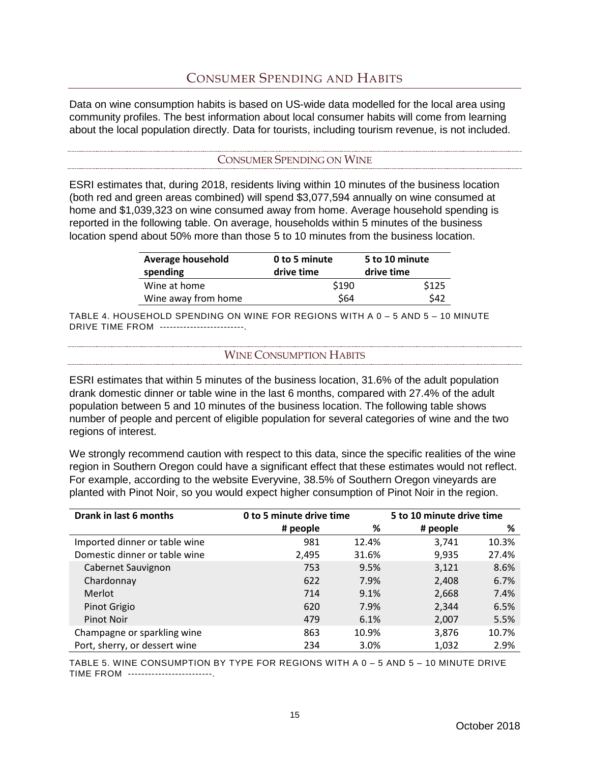# Consumer Spending and Habits

Data on wine consumption habits is based on US-wide data modelled for the local area using community profiles. The best information about local consumer habits will come from learning about the local population directly. Data for tourists, including tourism revenue, is not included.

## Consumer Spending on Wine

ESRI estimates that, during 2018, residents living within 10 minutes of the business location (both red and green areas combined) will spend $3,077,594 annually on wine consumed at home and $1,039,323 on wine consumed away from home. Average household spending is reported in the following table. On average, households within 5 minutes of the business location spend about 50% more than those 5 to 10 minutes from the business location.

| Average household spending | 0 to 5 minute drive time | 5 to 10 minute drive time |
|---|---|---|
| Wine at home | $190 | $125 |
| Wine away from home | $64 | $42 |

TABLE 4. HOUSEHOLD SPENDING ON WINE FOR REGIONS WITH A 0 – 5 AND 5 – 10 MINUTE DRIVE TIME FROM -------------------------.

## Wine Consumption Habits

ESRI estimates that within 5 minutes of the business location, 31.6% of the adult population drank domestic dinner or table wine in the last 6 months, compared with 27.4% of the adult population between 5 and 10 minutes of the business location. The following table shows number of people and percent of eligible population for several categories of wine and the two regions of interest.

We strongly recommend caution with respect to this data, since the specific realities of the wine region in Southern Oregon could have a significant effect that these estimates would not reflect. For example, according to the website Everyvine, 38.5% of Southern Oregon vineyards are planted with Pinot Noir, so you would expect higher consumption of Pinot Noir in the region.

| Drank in last 6 months | 0 to 5 minute drive time | | 5 to 10 minute drive time | |
|---|---|---|---|---|
| | # people | % | # people | % |
| Imported dinner or table wine | 981 | 12.4% | 3,741 | 10.3% |
| Domestic dinner or table wine | 2,495 | 31.6% | 9,935 | 27.4% |
| Cabernet Sauvignon | 753 | 9.5% | 3,121 | 8.6% |
| Chardonnay | 622 | 7.9% | 2,408 | 6.7% |
| Merlot | 714 | 9.1% | 2,668 | 7.4% |
| Pinot Grigio | 620 | 7.9% | 2,344 | 6.5% |
| Pinot Noir | 479 | 6.1% | 2,007 | 5.5% |
| Champagne or sparkling wine | 863 | 10.9% | 3,876 | 10.7% |
| Port, sherry, or dessert wine | 234 | 3.0% | 1,032 | 2.9% |

TABLE 5. WINE CONSUMPTION BY TYPE FOR REGIONS WITH A 0 – 5 AND 5 – 10 MINUTE DRIVE TIME FROM -------------------------.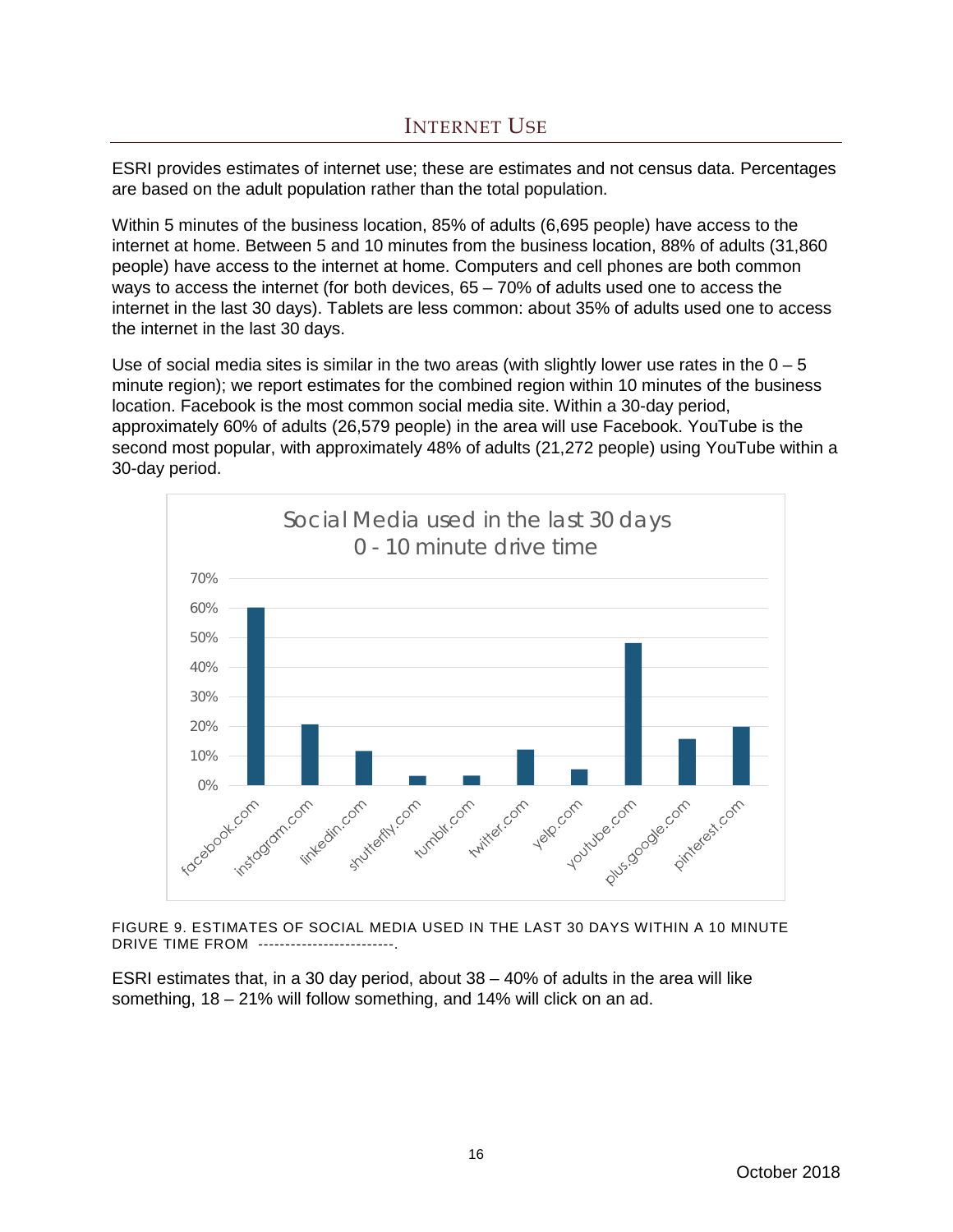## INTERNET USE

ESRI provides estimates of internet use; these are estimates and not census data. Percentages are based on the adult population rather than the total population.

Within 5 minutes of the business location, 85% of adults (6,695 people) have access to the internet at home. Between 5 and 10 minutes from the business location, 88% of adults (31,860 people) have access to the internet at home. Computers and cell phones are both common ways to access the internet (for both devices, 65 – 70% of adults used one to access the internet in the last 30 days). Tablets are less common: about 35% of adults used one to access the internet in the last 30 days.

Use of social media sites is similar in the two areas (with slightly lower use rates in the 0 – 5 minute region); we report estimates for the combined region within 10 minutes of the business location. Facebook is the most common social media site. Within a 30-day period, approximately 60% of adults (26,579 people) in the area will use Facebook. YouTube is the second most popular, with approximately 48% of adults (21,272 people) using YouTube within a 30-day period.

Social Media used in the last 30 days
0 - 10 minute drive time

FIGURE 9. ESTIMATES OF SOCIAL MEDIA USED IN THE LAST 30 DAYS WITHIN A 10 MINUTE DRIVE TIME FROM ------------------------.

ESRI estimates that, in a 30 day period, about 38 – 40% of adults in the area will like something, 18 – 21% will follow something, and 14% will click on an ad.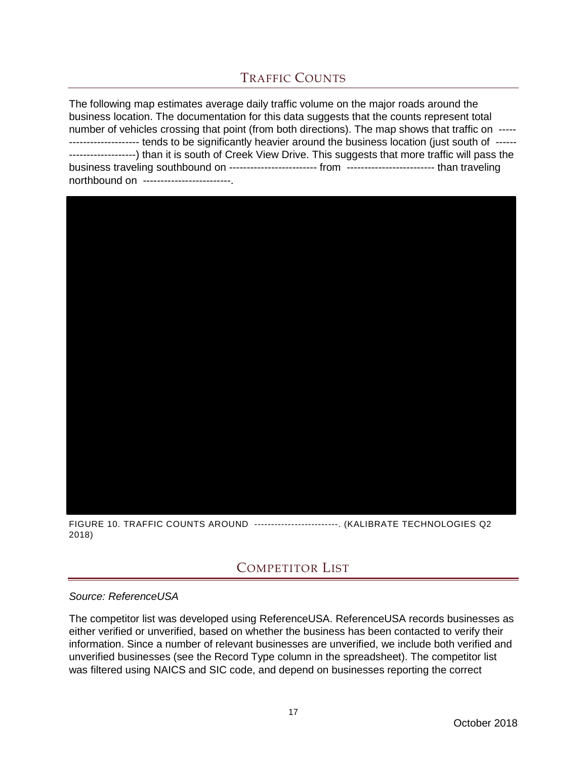## Traffic Counts

The following map estimates average daily traffic volume on the major roads around the business location. The documentation for this data suggests that the counts represent total number of vehicles crossing that point (from both directions). The map shows that traffic on ------------------------- tends to be significantly heavier around the business location (just south of -------------------------) than it is south of Creek View Drive. This suggests that more traffic will pass the business traveling southbound on ------------------------- from ------------------------- than traveling northbound on -------------------------.

FIGURE 10. TRAFFIC COUNTS AROUND -------------------------. (KALIBRATE TECHNOLOGIES Q2 2018)

## Competitor List

*Source: ReferenceUSA*

The competitor list was developed using ReferenceUSA. ReferenceUSA records businesses as either verified or unverified, based on whether the business has been contacted to verify their information. Since a number of relevant businesses are unverified, we include both verified and unverified businesses (see the Record Type column in the spreadsheet). The competitor list was filtered using NAICS and SIC code, and depend on businesses reporting the correct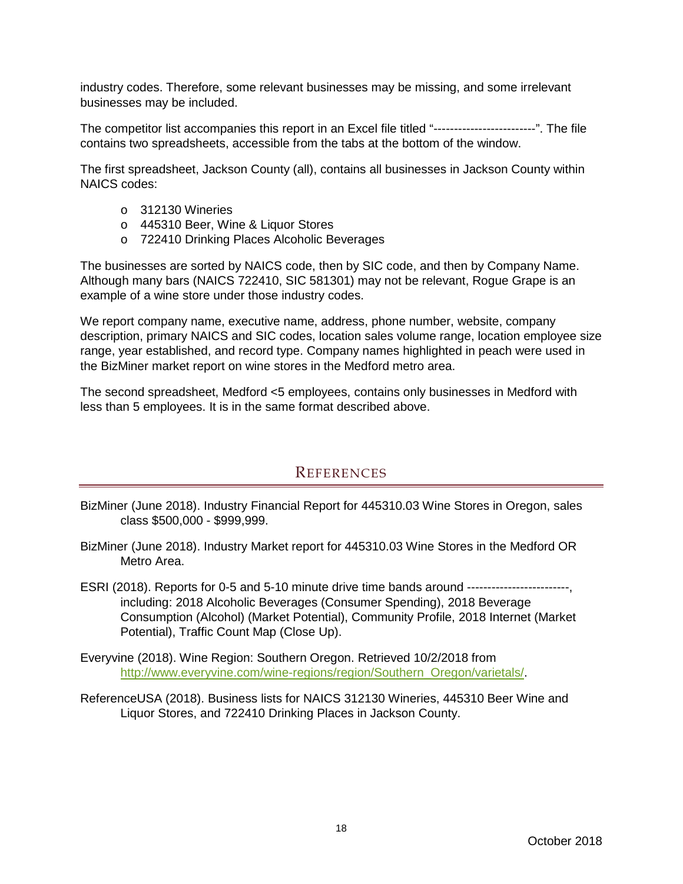industry codes. Therefore, some relevant businesses may be missing, and some irrelevant businesses may be included.

The competitor list accompanies this report in an Excel file titled "-------------------------". The file contains two spreadsheets, accessible from the tabs at the bottom of the window.

The first spreadsheet, Jackson County (all), contains all businesses in Jackson County within NAICS codes:

- 312130 Wineries
- 445310 Beer, Wine & Liquor Stores
- 722410 Drinking Places Alcoholic Beverages

The businesses are sorted by NAICS code, then by SIC code, and then by Company Name. Although many bars (NAICS 722410, SIC 581301) may not be relevant, Rogue Grape is an example of a wine store under those industry codes.

We report company name, executive name, address, phone number, website, company description, primary NAICS and SIC codes, location sales volume range, location employee size range, year established, and record type. Company names highlighted in peach were used in the BizMiner market report on wine stores in the Medford metro area.

The second spreadsheet, Medford <5 employees, contains only businesses in Medford with less than 5 employees. It is in the same format described above.

## References

BizMiner (June 2018). Industry Financial Report for 445310.03 Wine Stores in Oregon, sales class $500,000 - $999,999.

BizMiner (June 2018). Industry Market report for 445310.03 Wine Stores in the Medford OR Metro Area.

ESRI (2018). Reports for 0-5 and 5-10 minute drive time bands around ------------------------, including: 2018 Alcoholic Beverages (Consumer Spending), 2018 Beverage Consumption (Alcohol) (Market Potential), Community Profile, 2018 Internet (Market Potential), Traffic Count Map (Close Up).

Everyvine (2018). Wine Region: Southern Oregon. Retrieved 10/2/2018 from http://www.everyvine.com/wine-regions/region/Southern_Oregon/varietals/.

ReferenceUSA (2018). Business lists for NAICS 312130 Wineries, 445310 Beer Wine and Liquor Stores, and 722410 Drinking Places in Jackson County.